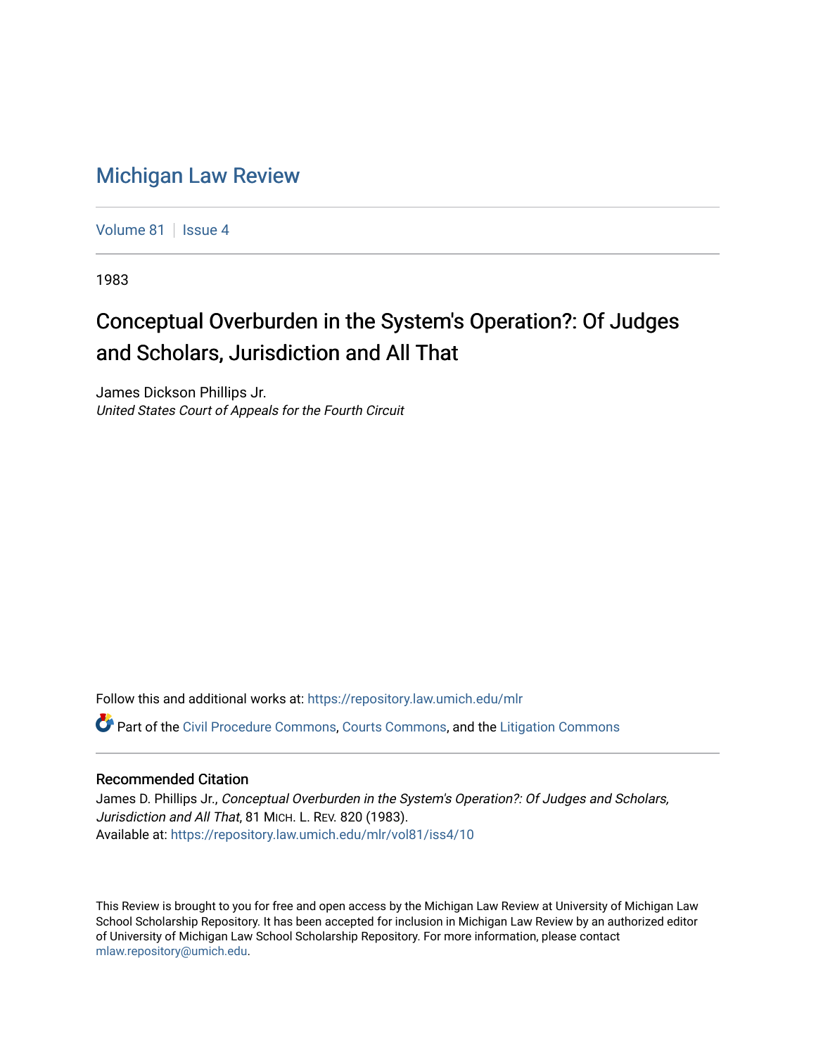# Michigan Law Review

Volume 81 | Issue 4

1983

## Conceptual Overburden in the System's Operation?: Of Judges and Scholars, Jurisdiction and All That

James Dickson Phillips Jr.
*United States Court of Appeals for the Fourth Circuit*

Follow this and additional works at: https://repository.law.umich.edu/mlr

Part of the Civil Procedure Commons, Courts Commons, and the Litigation Commons

### Recommended Citation

James D. Phillips Jr., *Conceptual Overburden in the System's Operation?: Of Judges and Scholars, Jurisdiction and All That*, 81 MICH. L. REV. 820 (1983).
Available at: https://repository.law.umich.edu/mlr/vol81/iss4/10

This Review is brought to you for free and open access by the Michigan Law Review at University of Michigan Law School Scholarship Repository. It has been accepted for inclusion in Michigan Law Review by an authorized editor of University of Michigan Law School Scholarship Repository. For more information, please contact mlaw.repository@umich.edu.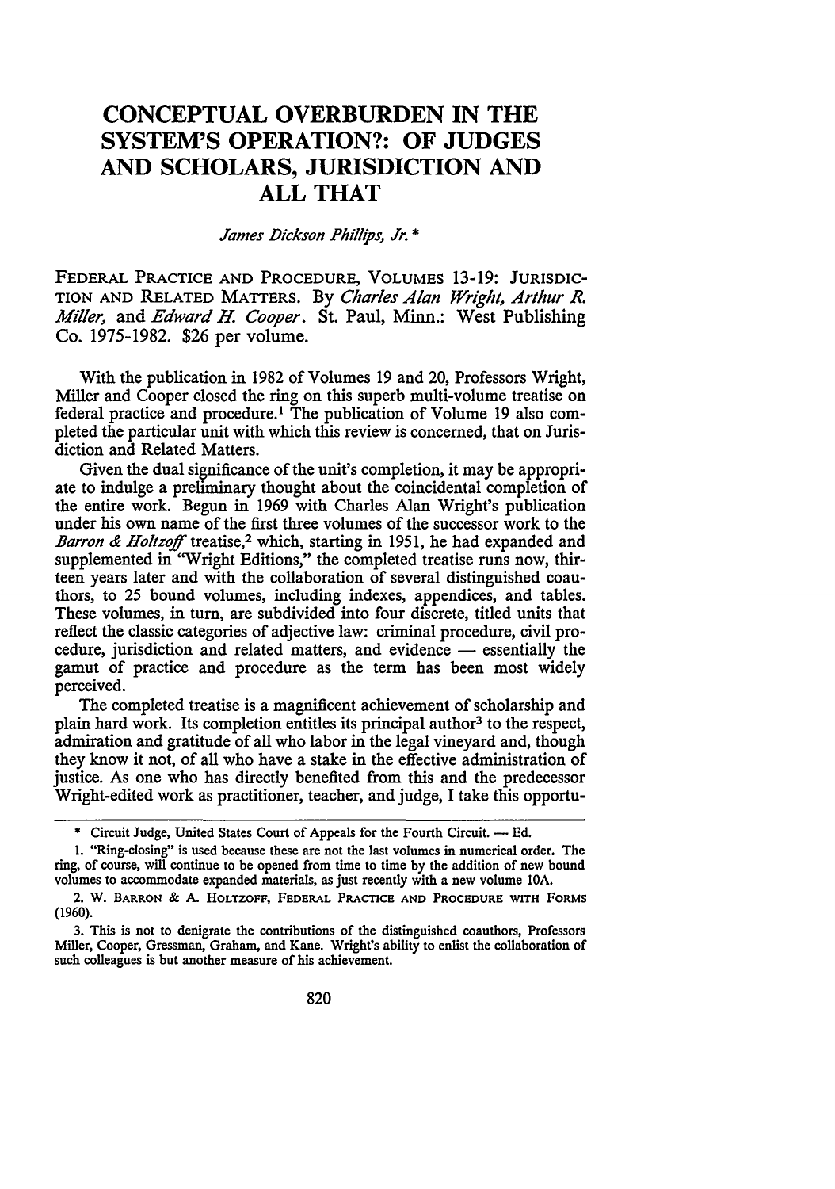# CONCEPTUAL OVERBURDEN IN THE SYSTEM'S OPERATION?: OF JUDGES AND SCHOLARS, JURISDICTION AND ALL THAT

*James Dickson Phillips, Jr.* *

FEDERAL PRACTICE AND PROCEDURE, VOLUMES 13-19: JURISDICTION AND RELATED MATTERS. By *Charles Alan Wright, Arthur R. Miller,* and *Edward H. Cooper*. St. Paul, Minn.: West Publishing Co. 1975-1982. $26 per volume.

With the publication in 1982 of Volumes 19 and 20, Professors Wright, Miller and Cooper closed the ring on this superb multi-volume treatise on federal practice and procedure.[1] The publication of Volume 19 also completed the particular unit with which this review is concerned, that on Jurisdiction and Related Matters.

Given the dual significance of the unit's completion, it may be appropriate to indulge a preliminary thought about the coincidental completion of the entire work. Begun in 1969 with Charles Alan Wright's publication under his own name of the first three volumes of the successor work to the *Barron & Holtzoff* treatise,[2] which, starting in 1951, he had expanded and supplemented in "Wright Editions," the completed treatise runs now, thirteen years later and with the collaboration of several distinguished coauthors, to 25 bound volumes, including indexes, appendices, and tables. These volumes, in turn, are subdivided into four discrete, titled units that reflect the classic categories of adjective law: criminal procedure, civil procedure, jurisdiction and related matters, and evidence — essentially the gamut of practice and procedure as the term has been most widely perceived.

The completed treatise is a magnificent achievement of scholarship and plain hard work. Its completion entitles its principal author[3] to the respect, admiration and gratitude of all who labor in the legal vineyard and, though they know it not, of all who have a stake in the effective administration of justice. As one who has directly benefited from this and the predecessor Wright-edited work as practitioner, teacher, and judge, I take this opportu-

---

\* Circuit Judge, United States Court of Appeals for the Fourth Circuit. — Ed.

1. "Ring-closing" is used because these are not the last volumes in numerical order. The ring, of course, will continue to be opened from time to time by the addition of new bound volumes to accommodate expanded materials, as just recently with a new volume 10A.

2. W. BARRON & A. HOLTZOFF, FEDERAL PRACTICE AND PROCEDURE WITH FORMS (1960).

3. This is not to denigrate the contributions of the distinguished coauthors, Professors Miller, Cooper, Gressman, Graham, and Kane. Wright's ability to enlist the collaboration of such colleagues is but another measure of his achievement.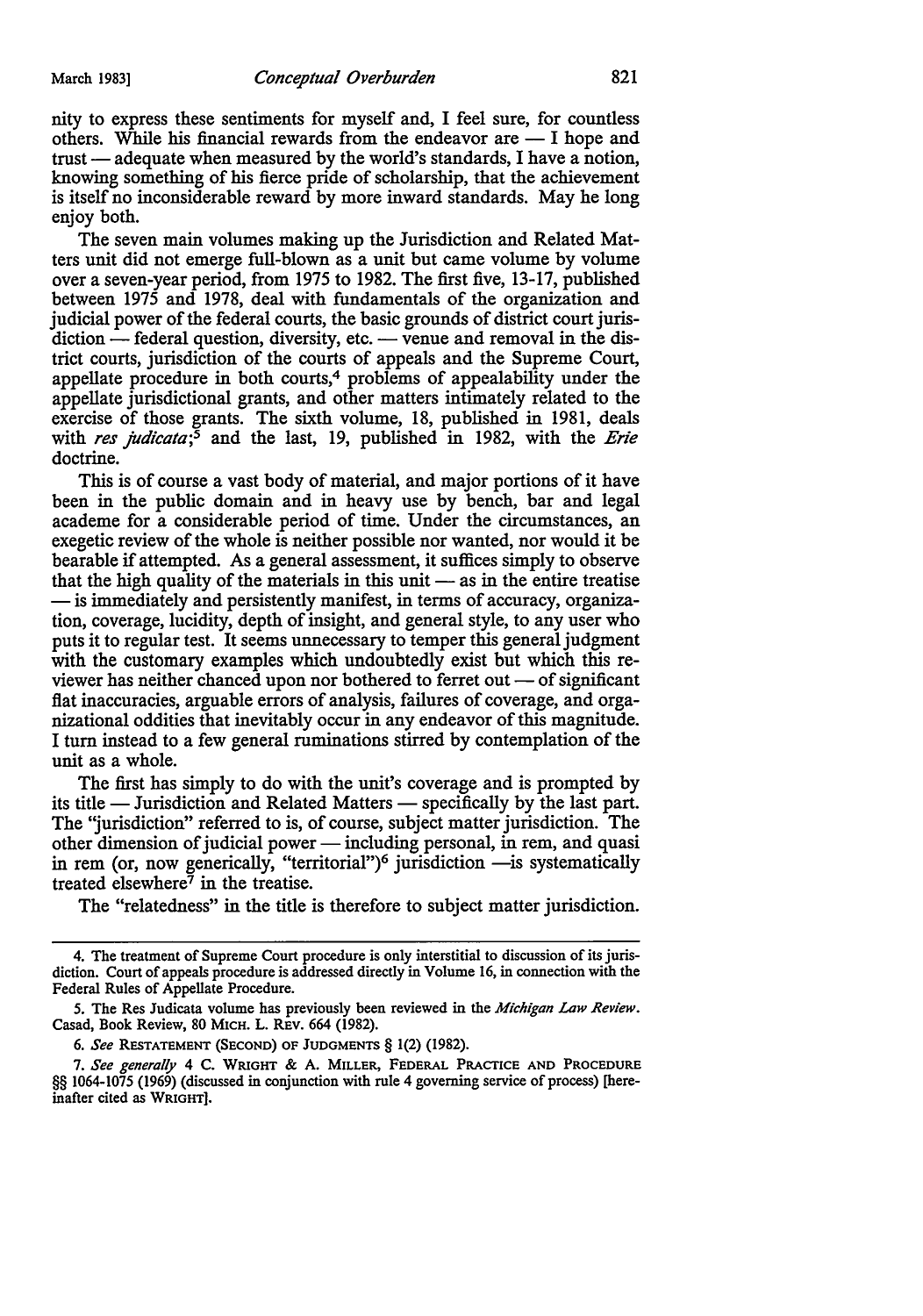nity to express these sentiments for myself and, I feel sure, for countless others. While his financial rewards from the endeavor are — I hope and trust — adequate when measured by the world's standards, I have a notion, knowing something of his fierce pride of scholarship, that the achievement is itself no inconsiderable reward by more inward standards. May he long enjoy both.

The seven main volumes making up the Jurisdiction and Related Matters unit did not emerge full-blown as a unit but came volume by volume over a seven-year period, from 1975 to 1982. The first five, 13-17, published between 1975 and 1978, deal with fundamentals of the organization and judicial power of the federal courts, the basic grounds of district court jurisdiction — federal question, diversity, etc. — venue and removal in the district courts, jurisdiction of the courts of appeals and the Supreme Court, appellate procedure in both courts,[4] problems of appealability under the appellate jurisdictional grants, and other matters intimately related to the exercise of those grants. The sixth volume, 18, published in 1981, deals with *res judicata*;[5] and the last, 19, published in 1982, with the *Erie* doctrine.

This is of course a vast body of material, and major portions of it have been in the public domain and in heavy use by bench, bar and legal academe for a considerable period of time. Under the circumstances, an exegetic review of the whole is neither possible nor wanted, nor would it be bearable if attempted. As a general assessment, it suffices simply to observe that the high quality of the materials in this unit — as in the entire treatise — is immediately and persistently manifest, in terms of accuracy, organization, coverage, lucidity, depth of insight, and general style, to any user who puts it to regular test. It seems unnecessary to temper this general judgment with the customary examples which undoubtedly exist but which this reviewer has neither chanced upon nor bothered to ferret out — of significant flat inaccuracies, arguable errors of analysis, failures of coverage, and organizational oddities that inevitably occur in any endeavor of this magnitude. I turn instead to a few general ruminations stirred by contemplation of the unit as a whole.

The first has simply to do with the unit's coverage and is prompted by its title — Jurisdiction and Related Matters — specifically by the last part. The "jurisdiction" referred to is, of course, subject matter jurisdiction. The other dimension of judicial power — including personal, in rem, and quasi in rem (or, now generically, "territorial")[6] jurisdiction —is systematically treated elsewhere[7] in the treatise.

The "relatedness" in the title is therefore to subject matter jurisdiction.

---

4. The treatment of Supreme Court procedure is only interstitial to discussion of its jurisdiction. Court of appeals procedure is addressed directly in Volume 16, in connection with the Federal Rules of Appellate Procedure.

5. The Res Judicata volume has previously been reviewed in the *Michigan Law Review*. Casad, Book Review, 80 MICH. L. REV. 664 (1982).

6. *See* RESTATEMENT (SECOND) OF JUDGMENTS § 1(2) (1982).

7. *See generally* 4 C. WRIGHT & A. MILLER, FEDERAL PRACTICE AND PROCEDURE §§ 1064-1075 (1969) (discussed in conjunction with rule 4 governing service of process) [hereinafter cited as WRIGHT].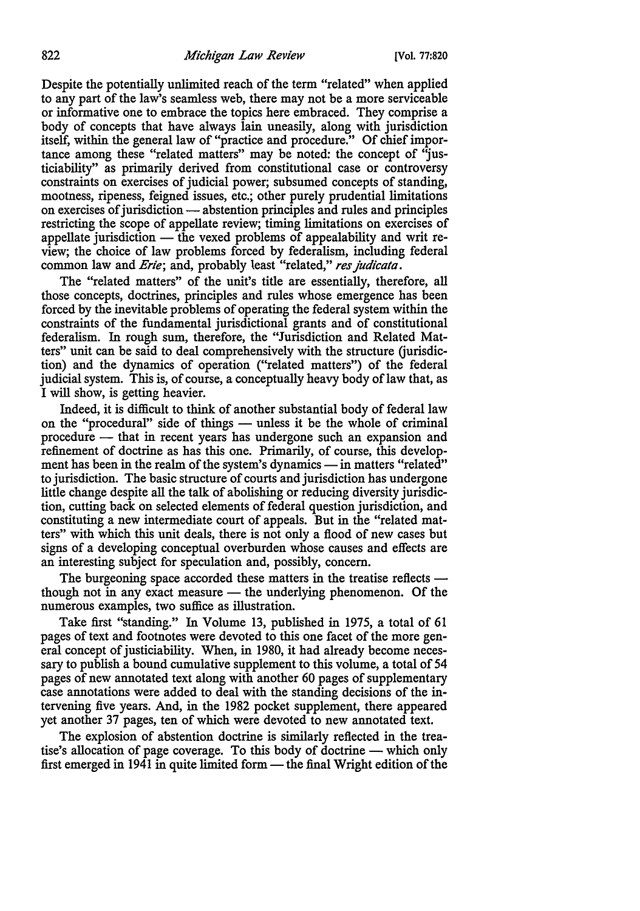Despite the potentially unlimited reach of the term "related" when applied to any part of the law's seamless web, there may not be a more serviceable or informative one to embrace the topics here embraced. They comprise a body of concepts that have always lain uneasily, along with jurisdiction itself, within the general law of "practice and procedure." Of chief importance among these "related matters" may be noted: the concept of "justiciability" as primarily derived from constitutional case or controversy constraints on exercises of judicial power; subsumed concepts of standing, mootness, ripeness, feigned issues, etc.; other purely prudential limitations on exercises of jurisdiction — abstention principles and rules and principles restricting the scope of appellate review; timing limitations on exercises of appellate jurisdiction — the vexed problems of appealability and writ review; the choice of law problems forced by federalism, including federal common law and *Erie*; and, probably least "related," *res judicata*.

The "related matters" of the unit's title are essentially, therefore, all those concepts, doctrines, principles and rules whose emergence has been forced by the inevitable problems of operating the federal system within the constraints of the fundamental jurisdictional grants and of constitutional federalism. In rough sum, therefore, the "Jurisdiction and Related Matters" unit can be said to deal comprehensively with the structure (jurisdiction) and the dynamics of operation ("related matters") of the federal judicial system. This is, of course, a conceptually heavy body of law that, as I will show, is getting heavier.

Indeed, it is difficult to think of another substantial body of federal law on the "procedural" side of things — unless it be the whole of criminal procedure — that in recent years has undergone such an expansion and refinement of doctrine as has this one. Primarily, of course, this development has been in the realm of the system's dynamics — in matters "related" to jurisdiction. The basic structure of courts and jurisdiction has undergone little change despite all the talk of abolishing or reducing diversity jurisdiction, cutting back on selected elements of federal question jurisdiction, and constituting a new intermediate court of appeals. But in the "related matters" with which this unit deals, there is not only a flood of new cases but signs of a developing conceptual overburden whose causes and effects are an interesting subject for speculation and, possibly, concern.

The burgeoning space accorded these matters in the treatise reflects — though not in any exact measure — the underlying phenomenon. Of the numerous examples, two suffice as illustration.

Take first "standing." In Volume 13, published in 1975, a total of 61 pages of text and footnotes were devoted to this one facet of the more general concept of justiciability. When, in 1980, it had already become necessary to publish a bound cumulative supplement to this volume, a total of 54 pages of new annotated text along with another 60 pages of supplementary case annotations were added to deal with the standing decisions of the intervening five years. And, in the 1982 pocket supplement, there appeared yet another 37 pages, ten of which were devoted to new annotated text.

The explosion of abstention doctrine is similarly reflected in the treatise's allocation of page coverage. To this body of doctrine — which only first emerged in 1941 in quite limited form — the final Wright edition of the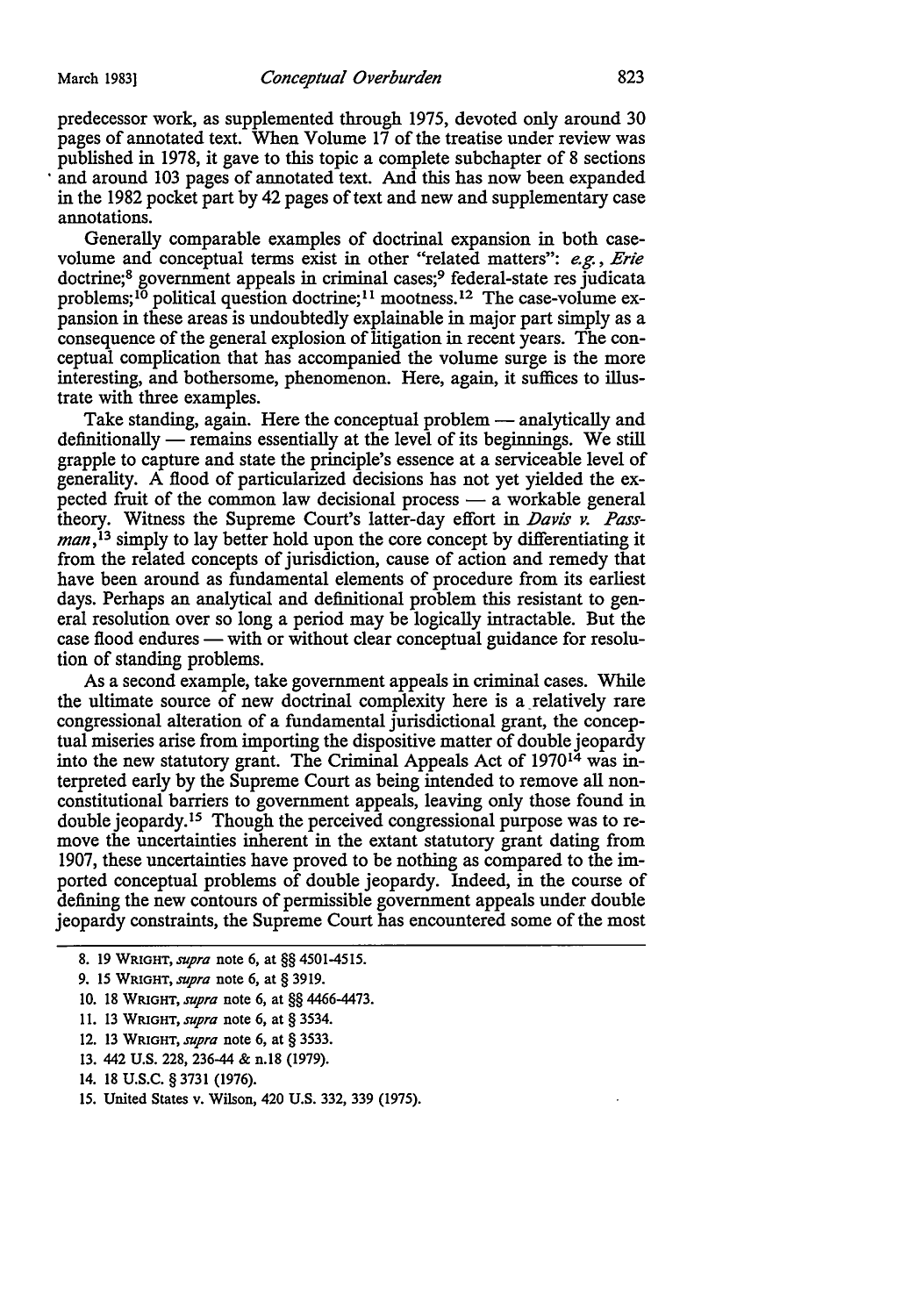predecessor work, as supplemented through 1975, devoted only around 30 pages of annotated text. When Volume 17 of the treatise under review was published in 1978, it gave to this topic a complete subchapter of 8 sections and around 103 pages of annotated text. And this has now been expanded in the 1982 pocket part by 42 pages of text and new and supplementary case annotations.

Generally comparable examples of doctrinal expansion in both case-volume and conceptual terms exist in other "related matters": *e.g.*, *Erie* doctrine;[8] government appeals in criminal cases;[9] federal-state res judicata problems;[10] political question doctrine;[11] mootness.[12] The case-volume expansion in these areas is undoubtedly explainable in major part simply as a consequence of the general explosion of litigation in recent years. The conceptual complication that has accompanied the volume surge is the more interesting, and bothersome, phenomenon. Here, again, it suffices to illustrate with three examples.

Take standing, again. Here the conceptual problem — analytically and definitionally — remains essentially at the level of its beginnings. We still grapple to capture and state the principle's essence at a serviceable level of generality. A flood of particularized decisions has not yet yielded the expected fruit of the common law decisional process — a workable general theory. Witness the Supreme Court's latter-day effort in *Davis v. Passman*,[13] simply to lay better hold upon the core concept by differentiating it from the related concepts of jurisdiction, cause of action and remedy that have been around as fundamental elements of procedure from its earliest days. Perhaps an analytical and definitional problem this resistant to general resolution over so long a period may be logically intractable. But the case flood endures — with or without clear conceptual guidance for resolution of standing problems.

As a second example, take government appeals in criminal cases. While the ultimate source of new doctrinal complexity here is a relatively rare congressional alteration of a fundamental jurisdictional grant, the conceptual miseries arise from importing the dispositive matter of double jeopardy into the new statutory grant. The Criminal Appeals Act of 1970[14] was interpreted early by the Supreme Court as being intended to remove all non-constitutional barriers to government appeals, leaving only those found in double jeopardy.[15] Though the perceived congressional purpose was to remove the uncertainties inherent in the extant statutory grant dating from 1907, these uncertainties have proved to be nothing as compared to the imported conceptual problems of double jeopardy. Indeed, in the course of defining the new contours of permissible government appeals under double jeopardy constraints, the Supreme Court has encountered some of the most

---

8. 19 WRIGHT, *supra* note 6, at §§ 4501-4515.

9. 15 WRIGHT, *supra* note 6, at § 3919.

10. 18 WRIGHT, *supra* note 6, at §§ 4466-4473.

11. 13 WRIGHT, *supra* note 6, at § 3534.

12. 13 WRIGHT, *supra* note 6, at § 3533.

13. 442 U.S. 228, 236-44 & n.18 (1979).

14. 18 U.S.C. § 3731 (1976).

15. United States v. Wilson, 420 U.S. 332, 339 (1975).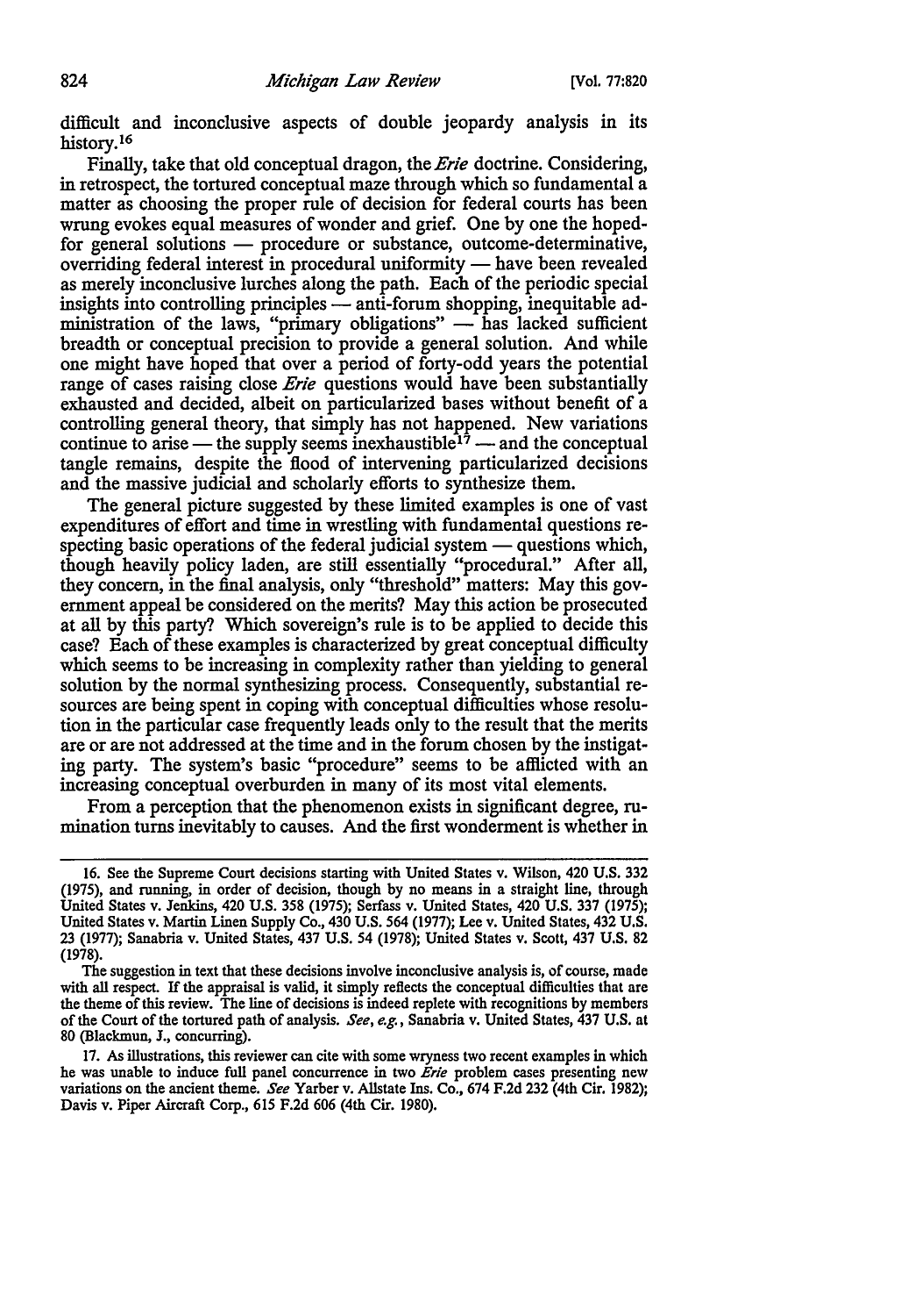difficult and inconclusive aspects of double jeopardy analysis in its history.[16]

Finally, take that old conceptual dragon, the *Erie* doctrine. Considering, in retrospect, the tortured conceptual maze through which so fundamental a matter as choosing the proper rule of decision for federal courts has been wrung evokes equal measures of wonder and grief. One by one the hoped-for general solutions — procedure or substance, outcome-determinative, overriding federal interest in procedural uniformity — have been revealed as merely inconclusive lurches along the path. Each of the periodic special insights into controlling principles — anti-forum shopping, inequitable administration of the laws, "primary obligations" — has lacked sufficient breadth or conceptual precision to provide a general solution. And while one might have hoped that over a period of forty-odd years the potential range of cases raising close *Erie* questions would have been substantially exhausted and decided, albeit on particularized bases without benefit of a controlling general theory, that simply has not happened. New variations continue to arise — the supply seems inexhaustible[17] — and the conceptual tangle remains, despite the flood of intervening particularized decisions and the massive judicial and scholarly efforts to synthesize them.

The general picture suggested by these limited examples is one of vast expenditures of effort and time in wrestling with fundamental questions respecting basic operations of the federal judicial system — questions which, though heavily policy laden, are still essentially "procedural." After all, they concern, in the final analysis, only "threshold" matters: May this government appeal be considered on the merits? May this action be prosecuted at all by this party? Which sovereign's rule is to be applied to decide this case? Each of these examples is characterized by great conceptual difficulty which seems to be increasing in complexity rather than yielding to general solution by the normal synthesizing process. Consequently, substantial resources are being spent in coping with conceptual difficulties whose resolution in the particular case frequently leads only to the result that the merits are or are not addressed at the time and in the forum chosen by the instigating party. The system's basic "procedure" seems to be afflicted with an increasing conceptual overburden in many of its most vital elements.

From a perception that the phenomenon exists in significant degree, rumination turns inevitably to causes. And the first wonderment is whether in

---

16. See the Supreme Court decisions starting with United States v. Wilson, 420 U.S. 332 (1975), and running, in order of decision, though by no means in a straight line, through United States v. Jenkins, 420 U.S. 358 (1975); Serfass v. United States, 420 U.S. 337 (1975); United States v. Martin Linen Supply Co., 430 U.S. 564 (1977); Lee v. United States, 432 U.S. 23 (1977); Sanabria v. United States, 437 U.S. 54 (1978); United States v. Scott, 437 U.S. 82 (1978).

The suggestion in text that these decisions involve inconclusive analysis is, of course, made with all respect. If the appraisal is valid, it simply reflects the conceptual difficulties that are the theme of this review. The line of decisions is indeed replete with recognitions by members of the Court of the tortured path of analysis. *See, e.g.*, Sanabria v. United States, 437 U.S. at 80 (Blackmun, J., concurring).

17. As illustrations, this reviewer can cite with some wryness two recent examples in which he was unable to induce full panel concurrence in two *Erie* problem cases presenting new variations on the ancient theme. *See* Yarber v. Allstate Ins. Co., 674 F.2d 232 (4th Cir. 1982); Davis v. Piper Aircraft Corp., 615 F.2d 606 (4th Cir. 1980).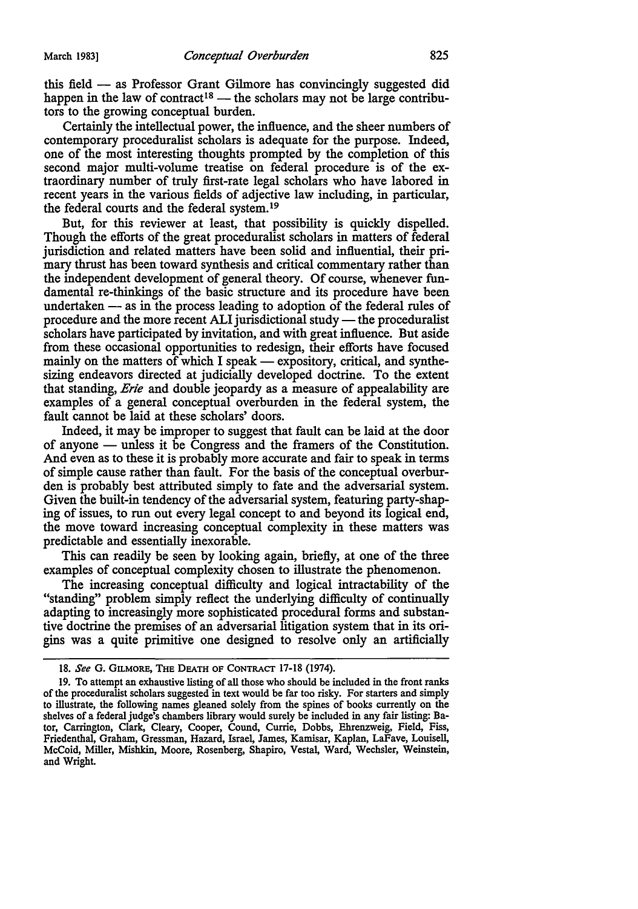this field — as Professor Grant Gilmore has convincingly suggested did happen in the law of contract[18] — the scholars may not be large contributors to the growing conceptual burden.

Certainly the intellectual power, the influence, and the sheer numbers of contemporary proceduralist scholars is adequate for the purpose. Indeed, one of the most interesting thoughts prompted by the completion of this second major multi-volume treatise on federal procedure is of the extraordinary number of truly first-rate legal scholars who have labored in recent years in the various fields of adjective law including, in particular, the federal courts and the federal system.[19]

But, for this reviewer at least, that possibility is quickly dispelled. Though the efforts of the great proceduralist scholars in matters of federal jurisdiction and related matters have been solid and influential, their primary thrust has been toward synthesis and critical commentary rather than the independent development of general theory. Of course, whenever fundamental re-thinkings of the basic structure and its procedure have been undertaken — as in the process leading to adoption of the federal rules of procedure and the more recent ALI jurisdictional study — the proceduralist scholars have participated by invitation, and with great influence. But aside from these occasional opportunities to redesign, their efforts have focused mainly on the matters of which I speak — expository, critical, and synthesizing endeavors directed at judicially developed doctrine. To the extent that standing, *Erie* and double jeopardy as a measure of appealability are examples of a general conceptual overburden in the federal system, the fault cannot be laid at these scholars' doors.

Indeed, it may be improper to suggest that fault can be laid at the door of anyone — unless it be Congress and the framers of the Constitution. And even as to these it is probably more accurate and fair to speak in terms of simple cause rather than fault. For the basis of the conceptual overburden is probably best attributed simply to fate and the adversarial system. Given the built-in tendency of the adversarial system, featuring party-shaping of issues, to run out every legal concept to and beyond its logical end, the move toward increasing conceptual complexity in these matters was predictable and essentially inexorable.

This can readily be seen by looking again, briefly, at one of the three examples of conceptual complexity chosen to illustrate the phenomenon.

The increasing conceptual difficulty and logical intractability of the "standing" problem simply reflect the underlying difficulty of continually adapting to increasingly more sophisticated procedural forms and substantive doctrine the premises of an adversarial litigation system that in its origins was a quite primitive one designed to resolve only an artificially

---

18. *See* G. GILMORE, THE DEATH OF CONTRACT 17-18 (1974).

19. To attempt an exhaustive listing of all those who should be included in the front ranks of the proceduralist scholars suggested in text would be far too risky. For starters and simply to illustrate, the following names gleaned solely from the spines of books currently on the shelves of a federal judge's chambers library would surely be included in any fair listing: Bator, Carrington, Clark, Cleary, Cooper, Cound, Currie, Dobbs, Ehrenzweig, Field, Fiss, Friedenthal, Graham, Gressman, Hazard, Israel, James, Kamisar, Kaplan, LaFave, Louisell, McCoid, Miller, Mishkin, Moore, Rosenberg, Shapiro, Vestal, Ward, Wechsler, Weinstein, and Wright.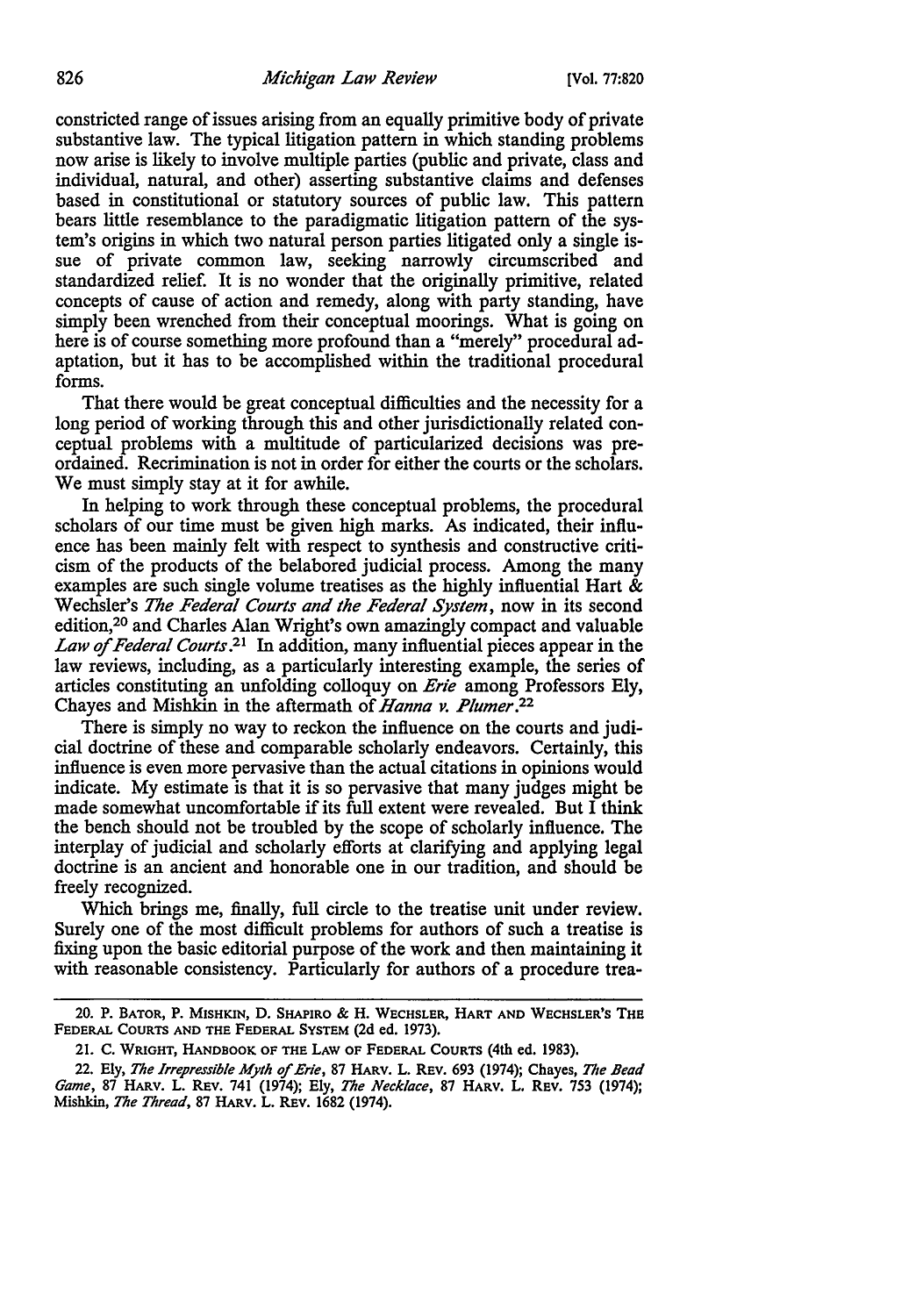constricted range of issues arising from an equally primitive body of private substantive law. The typical litigation pattern in which standing problems now arise is likely to involve multiple parties (public and private, class and individual, natural, and other) asserting substantive claims and defenses based in constitutional or statutory sources of public law. This pattern bears little resemblance to the paradigmatic litigation pattern of the system's origins in which two natural person parties litigated only a single issue of private common law, seeking narrowly circumscribed and standardized relief. It is no wonder that the originally primitive, related concepts of cause of action and remedy, along with party standing, have simply been wrenched from their conceptual moorings. What is going on here is of course something more profound than a "merely" procedural adaptation, but it has to be accomplished within the traditional procedural forms.

That there would be great conceptual difficulties and the necessity for a long period of working through this and other jurisdictionally related conceptual problems with a multitude of particularized decisions was preordained. Recrimination is not in order for either the courts or the scholars. We must simply stay at it for awhile.

In helping to work through these conceptual problems, the procedural scholars of our time must be given high marks. As indicated, their influence has been mainly felt with respect to synthesis and constructive criticism of the products of the belabored judicial process. Among the many examples are such single volume treatises as the highly influential Hart & Wechsler's *The Federal Courts and the Federal System*, now in its second edition,[20] and Charles Alan Wright's own amazingly compact and valuable *Law of Federal Courts*.[21] In addition, many influential pieces appear in the law reviews, including, as a particularly interesting example, the series of articles constituting an unfolding colloquy on *Erie* among Professors Ely, Chayes and Mishkin in the aftermath of *Hanna v. Plumer*.[22]

There is simply no way to reckon the influence on the courts and judicial doctrine of these and comparable scholarly endeavors. Certainly, this influence is even more pervasive than the actual citations in opinions would indicate. My estimate is that it is so pervasive that many judges might be made somewhat uncomfortable if its full extent were revealed. But I think the bench should not be troubled by the scope of scholarly influence. The interplay of judicial and scholarly efforts at clarifying and applying legal doctrine is an ancient and honorable one in our tradition, and should be freely recognized.

Which brings me, finally, full circle to the treatise unit under review. Surely one of the most difficult problems for authors of such a treatise is fixing upon the basic editorial purpose of the work and then maintaining it with reasonable consistency. Particularly for authors of a procedure trea-

---

20. P. Bator, P. Mishkin, D. Shapiro & H. Wechsler, Hart and Wechsler's The Federal Courts and the Federal System (2d ed. 1973).

21. C. Wright, Handbook of the Law of Federal Courts (4th ed. 1983).

22. Ely, *The Irrepressible Myth of Erie*, 87 Harv. L. Rev. 693 (1974); Chayes, *The Bead Game*, 87 Harv. L. Rev. 741 (1974); Ely, *The Necklace*, 87 Harv. L. Rev. 753 (1974); Mishkin, *The Thread*, 87 Harv. L. Rev. 1682 (1974).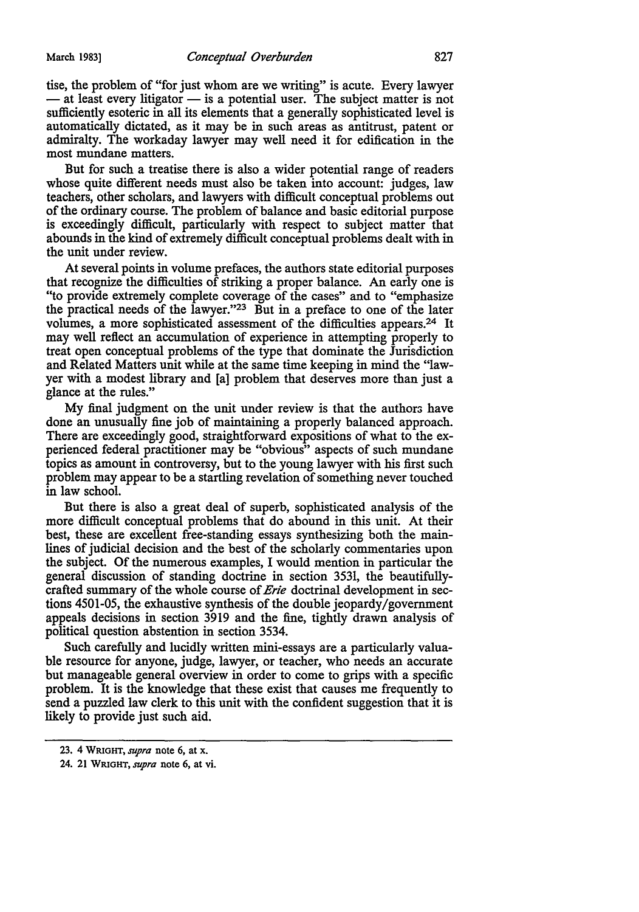tise, the problem of "for just whom are we writing" is acute. Every lawyer — at least every litigator — is a potential user. The subject matter is not sufficiently esoteric in all its elements that a generally sophisticated level is automatically dictated, as it may be in such areas as antitrust, patent or admiralty. The workaday lawyer may well need it for edification in the most mundane matters.

But for such a treatise there is also a wider potential range of readers whose quite different needs must also be taken into account: judges, law teachers, other scholars, and lawyers with difficult conceptual problems out of the ordinary course. The problem of balance and basic editorial purpose is exceedingly difficult, particularly with respect to subject matter that abounds in the kind of extremely difficult conceptual problems dealt with in the unit under review.

At several points in volume prefaces, the authors state editorial purposes that recognize the difficulties of striking a proper balance. An early one is "to provide extremely complete coverage of the cases" and to "emphasize the practical needs of the lawyer."[23] But in a preface to one of the later volumes, a more sophisticated assessment of the difficulties appears.[24] It may well reflect an accumulation of experience in attempting properly to treat open conceptual problems of the type that dominate the Jurisdiction and Related Matters unit while at the same time keeping in mind the "lawyer with a modest library and [a] problem that deserves more than just a glance at the rules."

My final judgment on the unit under review is that the authors have done an unusually fine job of maintaining a properly balanced approach. There are exceedingly good, straightforward expositions of what to the experienced federal practitioner may be "obvious" aspects of such mundane topics as amount in controversy, but to the young lawyer with his first such problem may appear to be a startling revelation of something never touched in law school.

But there is also a great deal of superb, sophisticated analysis of the more difficult conceptual problems that do abound in this unit. At their best, these are excellent free-standing essays synthesizing both the mainlines of judicial decision and the best of the scholarly commentaries upon the subject. Of the numerous examples, I would mention in particular the general discussion of standing doctrine in section 3531, the beautifully-crafted summary of the whole course of *Erie* doctrinal development in sections 4501-05, the exhaustive synthesis of the double jeopardy/government appeals decisions in section 3919 and the fine, tightly drawn analysis of political question abstention in section 3534.

Such carefully and lucidly written mini-essays are a particularly valuable resource for anyone, judge, lawyer, or teacher, who needs an accurate but manageable general overview in order to come to grips with a specific problem. It is the knowledge that these exist that causes me frequently to send a puzzled law clerk to this unit with the confident suggestion that it is likely to provide just such aid.

---

23. 4 WRIGHT, *supra* note 6, at x.

24. 21 WRIGHT, *supra* note 6, at vi.